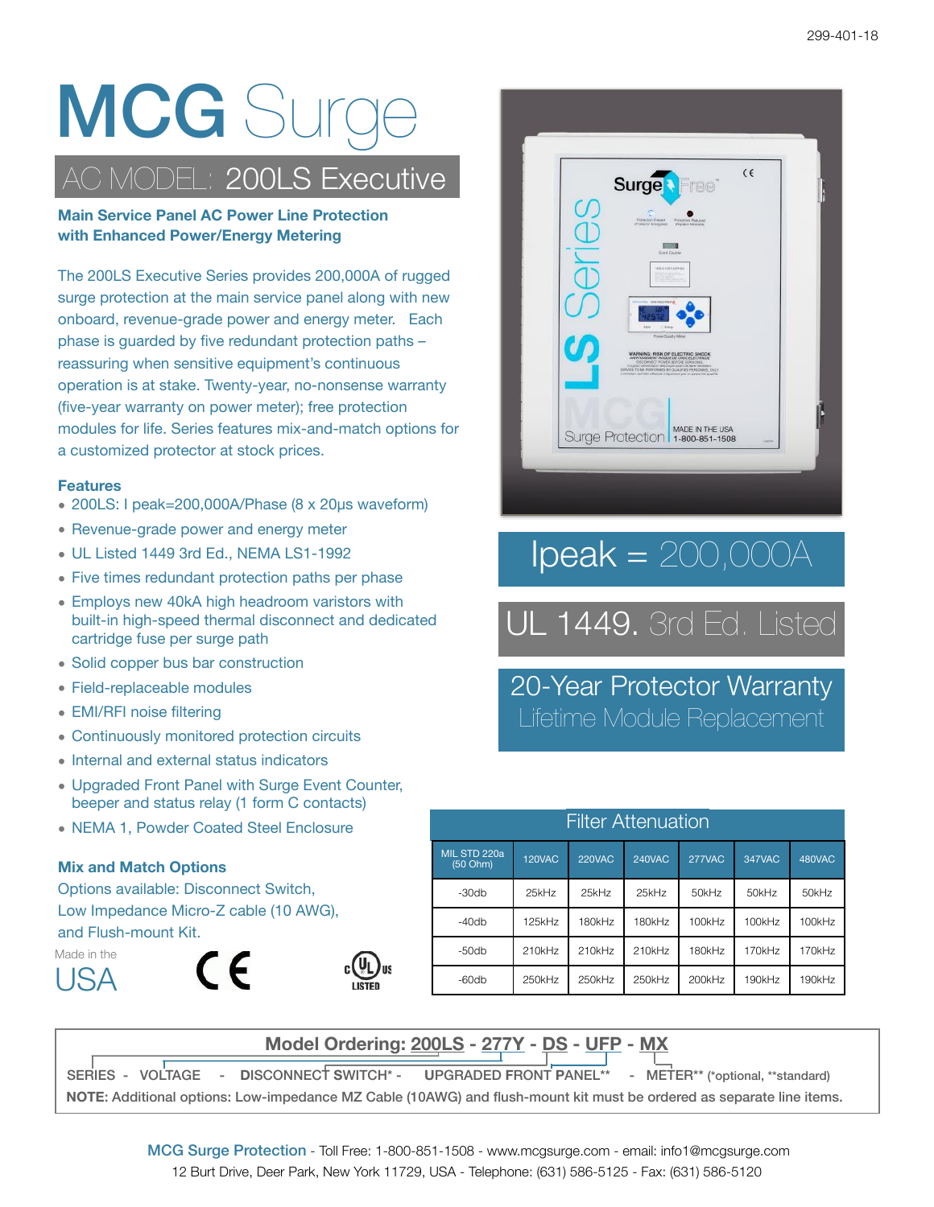# MCG Surge

## AC MODEL: 200LS Executive

**Main Service Panel AC Power Line Protection with Enhanced Power/Energy Metering**

The 200LS Executive Series provides 200,000A of rugged surge protection at the main service panel along with new onboard, revenue-grade power and energy meter. Each phase is guarded by five redundant protection paths – reassuring when sensitive equipment's continuous operation is at stake. Twenty-year, no-nonsense warranty (five-year warranty on power meter); free protection modules for life. Series features mix-and-match options for a customized protector at stock prices.

### Features

- 200LS: I peak=200,000A/Phase (8 x 20μs waveform)
- Revenue-grade power and energy meter
- UL Listed 1449 3rd Ed., NEMA LS1-1992
- Five times redundant protection paths per phase
- Employs new 40kA high headroom varistors with built-in high-speed thermal disconnect and dedicated cartridge fuse per surge path
- Solid copper bus bar construction
- Field-replaceable modules
- EMI/RFI noise filtering
- Continuously monitored protection circuits
- Internal and external status indicators
- Upgraded Front Panel with Surge Event Counter, beeper and status relay (1 form C contacts)
- NEMA 1, Powder Coated Steel Enclosure

### Mix and Match Options

Options available: Disconnect Switch, Low Impedance Micro-Z cable (10 AWG), and Flush-mount Kit.

Made in the USA

**Ipeak = 200,000A**

**UL 1449. 3rd Ed. Listed**

**20-Year Protector Warranty**
Lifetime Module Replacement

### Filter Attenuation

| MIL STD 220a (50 Ohm) | 120VAC | 220VAC | 240VAC | 277VAC | 347VAC | 480VAC |
|---|---|---|---|---|---|---|
| -30db | 25kHz | 25kHz | 25kHz | 50kHz | 50kHz | 50kHz |
| -40db | 125kHz | 180kHz | 180kHz | 100kHz | 100kHz | 100kHz |
| -50db | 210kHz | 210kHz | 210kHz | 180kHz | 170kHz | 170kHz |
| -60db | 250kHz | 250kHz | 250kHz | 200kHz | 190kHz | 190kHz |

**Model Ordering: 200LS - 277Y - DS - UFP - MX**

SERIES - VOLTAGE - DISCONNECT SWITCH* - UPGRADED FRONT PANEL** - METER** (*optional, **standard)

**NOTE:** Additional options: Low-impedance MZ Cable (10AWG) and flush-mount kit must be ordered as separate line items.

MCG Surge Protection - Toll Free: 1-800-851-1508 - www.mcgsurge.com - email: info1@mcgsurge.com
12 Burt Drive, Deer Park, New York 11729, USA - Telephone: (631) 586-5125 - Fax: (631) 586-5120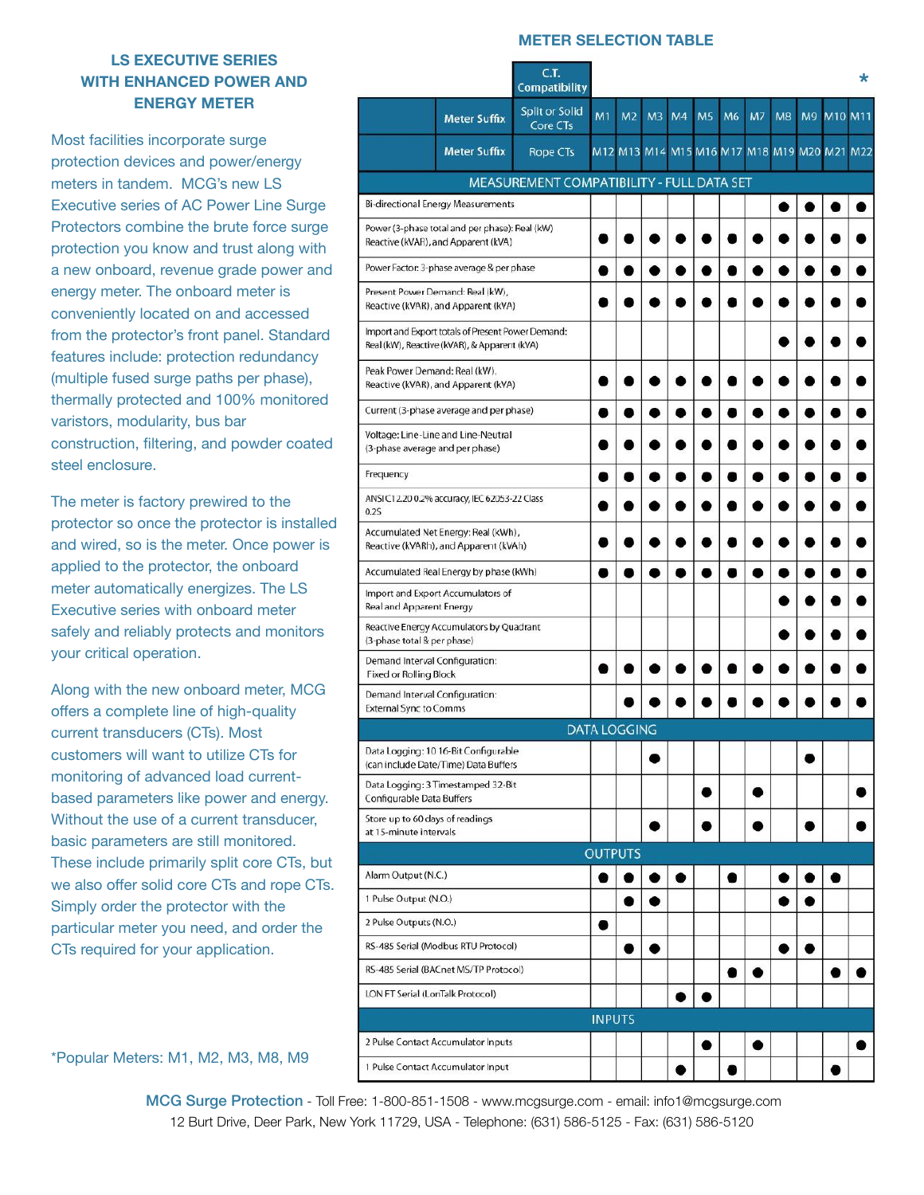## LS EXECUTIVE SERIES WITH ENHANCED POWER AND ENERGY METER

Most facilities incorporate surge protection devices and power/energy meters in tandem. MCG's new LS Executive series of AC Power Line Surge Protectors combine the brute force surge protection you know and trust along with a new onboard, revenue grade power and energy meter. The onboard meter is conveniently located on and accessed from the protector's front panel. Standard features include: protection redundancy (multiple fused surge paths per phase), thermally protected and 100% monitored varistors, modularity, bus bar construction, filtering, and powder coated steel enclosure.

The meter is factory prewired to the protector so once the protector is installed and wired, so is the meter. Once power is applied to the protector, the onboard meter automatically energizes. The LS Executive series with onboard meter safely and reliably protects and monitors your critical operation.

Along with the new onboard meter, MCG offers a complete line of high-quality current transducers (CTs). Most customers will want to utilize CTs for monitoring of advanced load current-based parameters like power and energy. Without the use of a current transducer, basic parameters are still monitored. These include primarily split core CTs, but we also offer solid core CTs and rope CTs. Simply order the protector with the particular meter you need, and order the CTs required for your application.

*Popular Meters: M1, M2, M3, M8, M9

## METER SELECTION TABLE

| | C.T. Compatibility | | | | | | | | | | | * |
|---|---|---|---|---|---|---|---|---|---|---|---|---|
| Meter Suffix | Split or Solid Core CTs | M1 | M2 | M3 | M4 | M5 | M6 | M7 | M8 | M9 | M10 | M11 |
| Meter Suffix | Rope CTs | M12 | M13 | M14 | M15 | M16 | M17 | M18 | M19 | M20 | M21 | M22 |
| **MEASUREMENT COMPATIBILITY - FULL DATA SET** | | | | | | | | | | | | |
| Bi-directional Energy Measurements | | | | | | | | | ● | ● | ● | ● |
| Power (3-phase total and per phase): Real (kW) Reactive (kVAR), and Apparent (kVA) | | ● | ● | ● | ● | ● | ● | ● | ● | ● | ● | ● |
| Power Factor: 3-phase average & per phase | | ● | ● | ● | ● | ● | ● | ● | ● | ● | ● | ● |
| Present Power Demand: Real (kW), Reactive (kVAR), and Apparent (kVA) | | ● | ● | ● | ● | ● | ● | ● | ● | ● | ● | ● |
| Import and Export totals of Present Power Demand: Real (kW), Reactive (kVAR), & Apparent (kVA) | | | | | | | | | ● | ● | ● | ● |
| Peak Power Demand: Real (kW), Reactive (kVAR), and Apparent (kVA) | | ● | ● | ● | ● | ● | ● | ● | ● | ● | ● | ● |
| Current (3-phase average and per phase) | | ● | ● | ● | ● | ● | ● | ● | ● | ● | ● | ● |
| Voltage: Line-Line and Line-Neutral (3-phase average and per phase) | | ● | ● | ● | ● | ● | ● | ● | ● | ● | ● | ● |
| Frequency | | ● | ● | ● | ● | ● | ● | ● | ● | ● | ● | ● |
| ANSI C12.20 0.2% accuracy, IEC 62053-22 Class 0.2S | | ● | ● | ● | ● | ● | ● | ● | ● | ● | ● | ● |
| Accumulated Net Energy: Real (kWh), Reactive (kVARh), and Apparent (kVAh) | | ● | ● | ● | ● | ● | ● | ● | ● | ● | ● | ● |
| Accumulated Real Energy by phase (kWh) | | ● | ● | ● | ● | ● | ● | ● | ● | ● | ● | ● |
| Import and Export Accumulators of Real and Apparent Energy | | | | | | | | | ● | ● | ● | ● |
| Reactive Energy Accumulators by Quadrant (3-phase total & per phase) | | | | | | | | | ● | ● | ● | ● |
| Demand Interval Configuration: Fixed or Rolling Block | | ● | ● | ● | ● | ● | ● | ● | ● | ● | ● | ● |
| Demand Interval Configuration: External Sync to Comms | | | ● | ● | ● | ● | ● | ● | ● | ● | ● | ● |
| **DATA LOGGING** | | | | | | | | | | | | |
| Data Logging: 10 16-Bit Configurable (can include Date/Time) Data Buffers | | | | ● | | | | | | ● | | |
| Data Logging: 3 Timestamped 32-Bit Configurable Data Buffers | | | | | | ● | | ● | | | | ● |
| Store up to 60 days of readings at 15-minute intervals | | | | ● | | ● | | ● | | ● | | ● |
| **OUTPUTS** | | | | | | | | | | | | |
| Alarm Output (N.C.) | | ● | ● | ● | ● | | ● | | ● | ● | ● | |
| 1 Pulse Output (N.O.) | | | ● | ● | | | | | ● | ● | | |
| 2 Pulse Outputs (N.O.) | | ● | | | | | | | | | | |
| RS-485 Serial (Modbus RTU Protocol) | | | ● | ● | | | | | ● | ● | | |
| RS-485 Serial (BACnet MS/TP Protocol) | | | | | | | ● | ● | | | ● | ● |
| LON FT Serial (LonTalk Protocol) | | | | | ● | ● | | | | | | |
| **INPUTS** | | | | | | | | | | | | |
| 2 Pulse Contact Accumulator Inputs | | | | | | ● | | ● | | | | ● |
| 1 Pulse Contact Accumulator Input | | | | | ● | | ● | | | | ● | |

**MCG Surge Protection** - Toll Free: 1-800-851-1508 - www.mcgsurge.com - email: info1@mcgsurge.com
12 Burt Drive, Deer Park, New York 11729, USA - Telephone: (631) 586-5125 - Fax: (631) 586-5120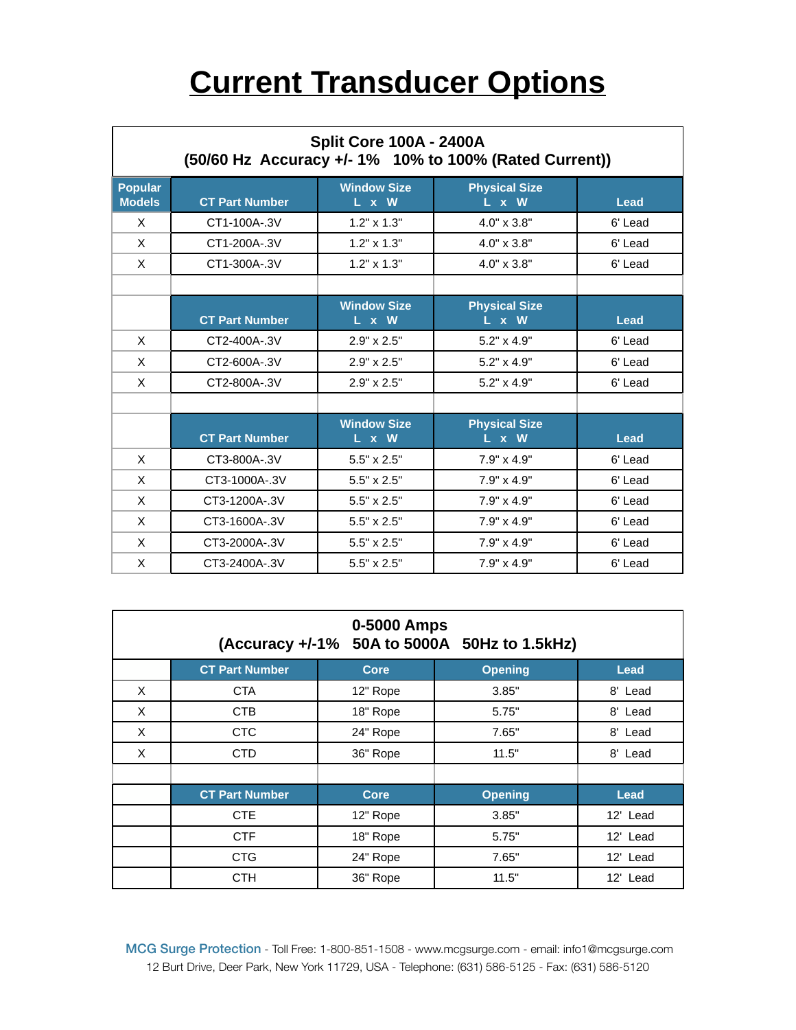# Current Transducer Options

**Split Core 100A - 2400A**
**(50/60 Hz Accuracy +/- 1% 10% to 100% (Rated Current))**

| Popular Models | CT Part Number | Window Size L x W | Physical Size L x W | Lead |
|---|---|---|---|---|
| X | CT1-100A-.3V | 1.2" x 1.3" | 4.0" x 3.8" | 6' Lead |
| X | CT1-200A-.3V | 1.2" x 1.3" | 4.0" x 3.8" | 6' Lead |
| X | CT1-300A-.3V | 1.2" x 1.3" | 4.0" x 3.8" | 6' Lead |
| | | | | |
| | **CT Part Number** | **Window Size L x W** | **Physical Size L x W** | **Lead** |
| X | CT2-400A-.3V | 2.9" x 2.5" | 5.2" x 4.9" | 6' Lead |
| X | CT2-600A-.3V | 2.9" x 2.5" | 5.2" x 4.9" | 6' Lead |
| X | CT2-800A-.3V | 2.9" x 2.5" | 5.2" x 4.9" | 6' Lead |
| | | | | |
| | **CT Part Number** | **Window Size L x W** | **Physical Size L x W** | **Lead** |
| X | CT3-800A-.3V | 5.5" x 2.5" | 7.9" x 4.9" | 6' Lead |
| X | CT3-1000A-.3V | 5.5" x 2.5" | 7.9" x 4.9" | 6' Lead |
| X | CT3-1200A-.3V | 5.5" x 2.5" | 7.9" x 4.9" | 6' Lead |
| X | CT3-1600A-.3V | 5.5" x 2.5" | 7.9" x 4.9" | 6' Lead |
| X | CT3-2000A-.3V | 5.5" x 2.5" | 7.9" x 4.9" | 6' Lead |
| X | CT3-2400A-.3V | 5.5" x 2.5" | 7.9" x 4.9" | 6' Lead |

**0-5000 Amps**
**(Accuracy +/-1% 50A to 5000A 50Hz to 1.5kHz)**

| | CT Part Number | Core | Opening | Lead |
|---|---|---|---|---|
| X | CTA | 12" Rope | 3.85" | 8' Lead |
| X | CTB | 18" Rope | 5.75" | 8' Lead |
| X | CTC | 24" Rope | 7.65" | 8' Lead |
| X | CTD | 36" Rope | 11.5" | 8' Lead |
| | | | | |
| | **CT Part Number** | **Core** | **Opening** | **Lead** |
| | CTE | 12" Rope | 3.85" | 12' Lead |
| | CTF | 18" Rope | 5.75" | 12' Lead |
| | CTG | 24" Rope | 7.65" | 12' Lead |
| | CTH | 36" Rope | 11.5" | 12' Lead |

MCG Surge Protection - Toll Free: 1-800-851-1508 - www.mcgsurge.com - email: info1@mcgsurge.com
12 Burt Drive, Deer Park, New York 11729, USA - Telephone: (631) 586-5125 - Fax: (631) 586-5120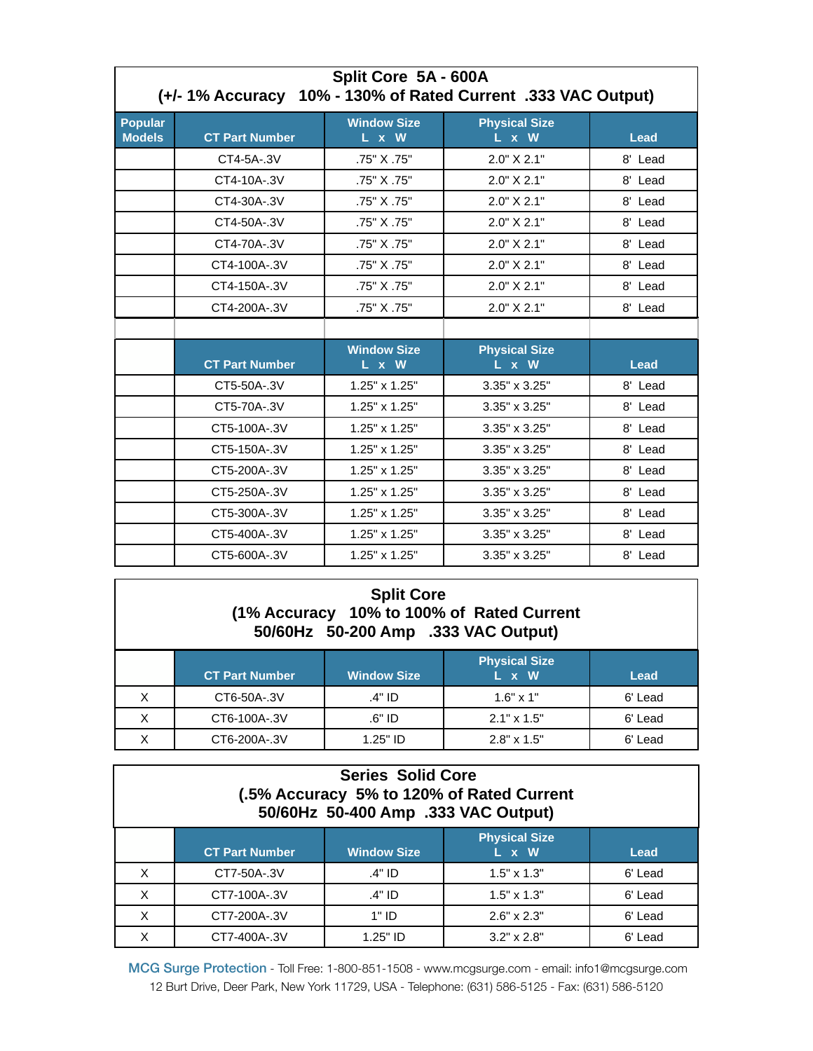## Split Core 5A - 600A
### (+/- 1% Accuracy 10% - 130% of Rated Current .333 VAC Output)

| Popular Models | CT Part Number | Window Size L x W | Physical Size L x W | Lead |
|---|---|---|---|---|
| | CT4-5A-.3V | .75" X .75" | 2.0" X 2.1" | 8' Lead |
| | CT4-10A-.3V | .75" X .75" | 2.0" X 2.1" | 8' Lead |
| | CT4-30A-.3V | .75" X .75" | 2.0" X 2.1" | 8' Lead |
| | CT4-50A-.3V | .75" X .75" | 2.0" X 2.1" | 8' Lead |
| | CT4-70A-.3V | .75" X .75" | 2.0" X 2.1" | 8' Lead |
| | CT4-100A-.3V | .75" X .75" | 2.0" X 2.1" | 8' Lead |
| | CT4-150A-.3V | .75" X .75" | 2.0" X 2.1" | 8' Lead |
| | CT4-200A-.3V | .75" X .75" | 2.0" X 2.1" | 8' Lead |

| | CT Part Number | Window Size L x W | Physical Size L x W | Lead |
|---|---|---|---|---|
| | CT5-50A-.3V | 1.25" x 1.25" | 3.35" x 3.25" | 8' Lead |
| | CT5-70A-.3V | 1.25" x 1.25" | 3.35" x 3.25" | 8' Lead |
| | CT5-100A-.3V | 1.25" x 1.25" | 3.35" x 3.25" | 8' Lead |
| | CT5-150A-.3V | 1.25" x 1.25" | 3.35" x 3.25" | 8' Lead |
| | CT5-200A-.3V | 1.25" x 1.25" | 3.35" x 3.25" | 8' Lead |
| | CT5-250A-.3V | 1.25" x 1.25" | 3.35" x 3.25" | 8' Lead |
| | CT5-300A-.3V | 1.25" x 1.25" | 3.35" x 3.25" | 8' Lead |
| | CT5-400A-.3V | 1.25" x 1.25" | 3.35" x 3.25" | 8' Lead |
| | CT5-600A-.3V | 1.25" x 1.25" | 3.35" x 3.25" | 8' Lead |

## Split Core
### (1% Accuracy 10% to 100% of Rated Current 50/60Hz 50-200 Amp .333 VAC Output)

| | CT Part Number | Window Size | Physical Size L x W | Lead |
|---|---|---|---|---|
| X | CT6-50A-.3V | .4" ID | 1.6" x 1" | 6' Lead |
| X | CT6-100A-.3V | .6" ID | 2.1" x 1.5" | 6' Lead |
| X | CT6-200A-.3V | 1.25" ID | 2.8" x 1.5" | 6' Lead |

## Series Solid Core
### (.5% Accuracy 5% to 120% of Rated Current 50/60Hz 50-400 Amp .333 VAC Output)

| | CT Part Number | Window Size | Physical Size L x W | Lead |
|---|---|---|---|---|
| X | CT7-50A-.3V | .4" ID | 1.5" x 1.3" | 6' Lead |
| X | CT7-100A-.3V | .4" ID | 1.5" x 1.3" | 6' Lead |
| X | CT7-200A-.3V | 1" ID | 2.6" x 2.3" | 6' Lead |
| X | CT7-400A-.3V | 1.25" ID | 3.2" x 2.8" | 6' Lead |

MCG Surge Protection - Toll Free: 1-800-851-1508 - www.mcgsurge.com - email: info1@mcgsurge.com
12 Burt Drive, Deer Park, New York 11729, USA - Telephone: (631) 586-5125 - Fax: (631) 586-5120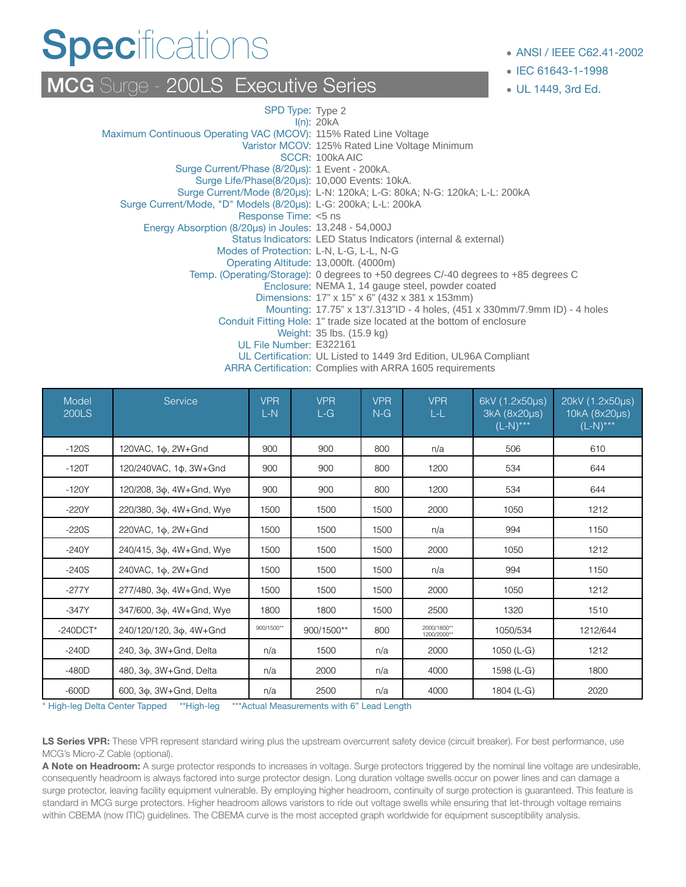# Specifications

## MCG Surge - 200LS Executive Series

- ANSI / IEEE C62.41-2002
- IEC 61643-1-1998
- UL 1449, 3rd Ed.

SPD Type: Type 2
I(n): 20kA
Maximum Continuous Operating VAC (MCOV): 115% Rated Line Voltage
Varistor MCOV: 125% Rated Line Voltage Minimum
SCCR: 100kA AIC
Surge Current/Phase (8/20µs): 1 Event - 200kA.
Surge Life/Phase(8/20µs): 10,000 Events: 10kA.
Surge Current/Mode (8/20µs): L-N: 120kA; L-G: 80kA; N-G: 120kA; L-L: 200kA
Surge Current/Mode, "D" Models (8/20µs): L-G: 200kA; L-L: 200kA
Response Time: <5 ns
Energy Absorption (8/20µs) in Joules: 13,248 - 54,000J
Status Indicators: LED Status Indicators (internal & external)
Modes of Protection: L-N, L-G, L-L, N-G
Operating Altitude: 13,000ft. (4000m)
Temp. (Operating/Storage): 0 degrees to +50 degrees C/-40 degrees to +85 degrees C
Enclosure: NEMA 1, 14 gauge steel, powder coated
Dimensions: 17" x 15" x 6" (432 x 381 x 153mm)
Mounting: 17.75" x 13"/.313"ID - 4 holes, (451 x 330mm/7.9mm ID) - 4 holes
Conduit Fitting Hole: 1" trade size located at the bottom of enclosure
Weight: 35 lbs. (15.9 kg)
UL File Number: E322161
UL Certification: UL Listed to 1449 3rd Edition, UL96A Compliant
ARRA Certification: Complies with ARRA 1605 requirements

| Model 200LS | Service | VPR L-N | VPR L-G | VPR N-G | VPR L-L | 6kV (1.2x50µs) 3kA (8x20µs) (L-N)*** | 20kV (1.2x50µs) 10kA (8x20µs) (L-N)*** |
|---|---|---|---|---|---|---|---|
| -120S | 120VAC, 1ϕ, 2W+Gnd | 900 | 900 | 800 | n/a | 506 | 610 |
| -120T | 120/240VAC, 1ϕ, 3W+Gnd | 900 | 900 | 800 | 1200 | 534 | 644 |
| -120Y | 120/208, 3ϕ, 4W+Gnd, Wye | 900 | 900 | 800 | 1200 | 534 | 644 |
| -220Y | 220/380, 3ϕ, 4W+Gnd, Wye | 1500 | 1500 | 1500 | 2000 | 1050 | 1212 |
| -220S | 220VAC, 1ϕ, 2W+Gnd | 1500 | 1500 | 1500 | n/a | 994 | 1150 |
| -240Y | 240/415, 3ϕ, 4W+Gnd, Wye | 1500 | 1500 | 1500 | 2000 | 1050 | 1212 |
| -240S | 240VAC, 1ϕ, 2W+Gnd | 1500 | 1500 | 1500 | n/a | 994 | 1150 |
| -277Y | 277/480, 3ϕ, 4W+Gnd, Wye | 1500 | 1500 | 1500 | 2000 | 1050 | 1212 |
| -347Y | 347/600, 3ϕ, 4W+Gnd, Wye | 1800 | 1800 | 1500 | 2500 | 1320 | 1510 |
| -240DCT* | 240/120/120, 3ϕ, 4W+Gnd | 900/1500** | 900/1500** | 800 | 2000/1800** 1200/2000** | 1050/534 | 1212/644 |
| -240D | 240, 3ϕ, 3W+Gnd, Delta | n/a | 1500 | n/a | 2000 | 1050 (L-G) | 1212 |
| -480D | 480, 3ϕ, 3W+Gnd, Delta | n/a | 2000 | n/a | 4000 | 1598 (L-G) | 1800 |
| -600D | 600, 3ϕ, 3W+Gnd, Delta | n/a | 2500 | n/a | 4000 | 1804 (L-G) | 2020 |

\* High-leg Delta Center Tapped  **High-leg  ***Actual Measurements with 6" Lead Length

**LS Series VPR:** These VPR represent standard wiring plus the upstream overcurrent safety device (circuit breaker). For best performance, use MCG's Micro-Z Cable (optional).

**A Note on Headroom:** A surge protector responds to increases in voltage. Surge protectors triggered by the nominal line voltage are undesirable, consequently headroom is always factored into surge protector design. Long duration voltage swells occur on power lines and can damage a surge protector, leaving facility equipment vulnerable. By employing higher headroom, continuity of surge protection is guaranteed. This feature is standard in MCG surge protectors. Higher headroom allows varistors to ride out voltage swells while ensuring that let-through voltage remains within CBEMA (now ITIC) guidelines. The CBEMA curve is the most accepted graph worldwide for equipment susceptibility analysis.